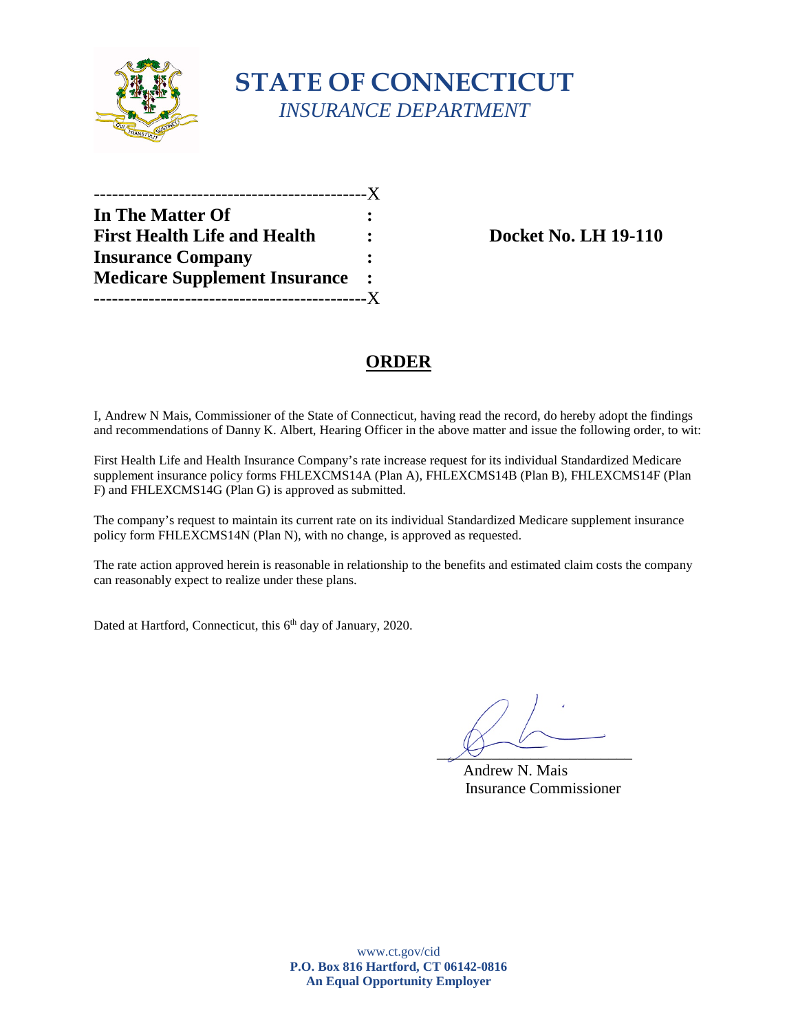# STATE OF CONNECTICUT
*INSURANCE DEPARTMENT*

---------------------------------------------X
**In The Matter Of :**
**First Health Life and Health : Docket No. LH 19-110**
**Insurance Company :**
**Medicare Supplement Insurance :**
---------------------------------------------X

## ORDER

I, Andrew N Mais, Commissioner of the State of Connecticut, having read the record, do hereby adopt the findings and recommendations of Danny K. Albert, Hearing Officer in the above matter and issue the following order, to wit:

First Health Life and Health Insurance Company's rate increase request for its individual Standardized Medicare supplement insurance policy forms FHLEXCMS14A (Plan A), FHLEXCMS14B (Plan B), FHLEXCMS14F (Plan F) and FHLEXCMS14G (Plan G) is approved as submitted.

The company's request to maintain its current rate on its individual Standardized Medicare supplement insurance policy form FHLEXCMS14N (Plan N), with no change, is approved as requested.

The rate action approved herein is reasonable in relationship to the benefits and estimated claim costs the company can reasonably expect to realize under these plans.

Dated at Hartford, Connecticut, this 6th day of January, 2020.

Andrew N. Mais
Insurance Commissioner

www.ct.gov/cid
**P.O. Box 816 Hartford, CT 06142-0816**
**An Equal Opportunity Employer**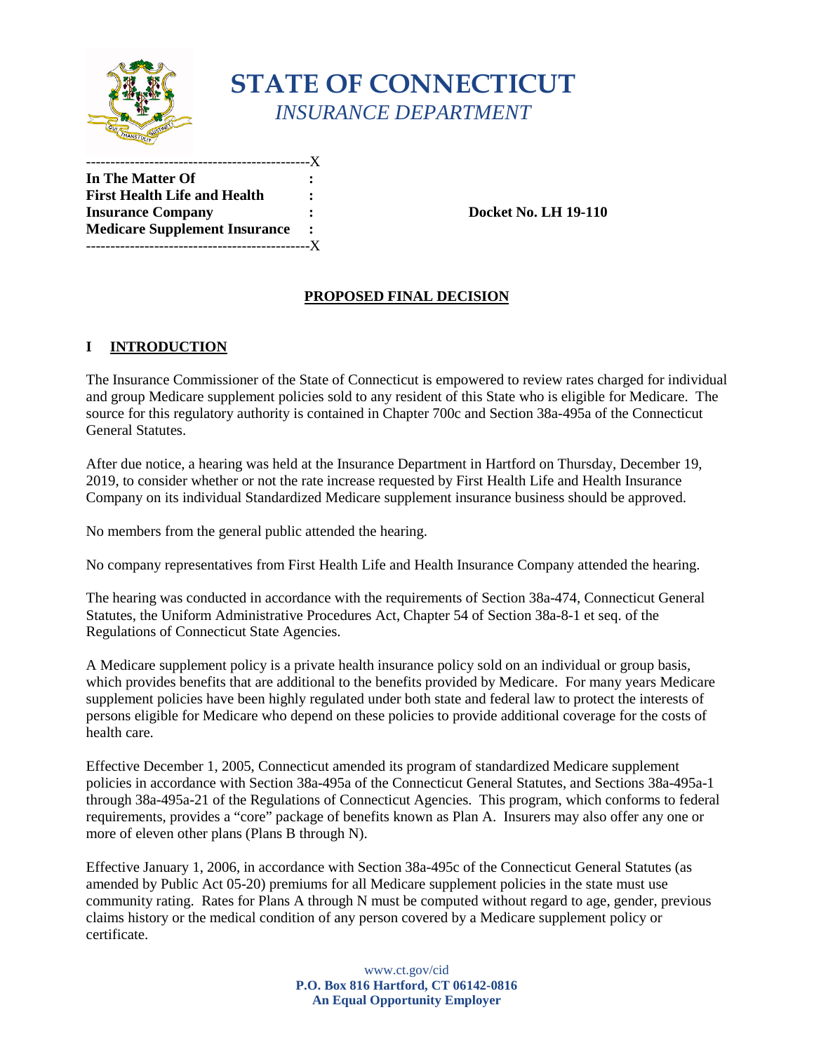# STATE OF CONNECTICUT
*INSURANCE DEPARTMENT*

| | |
|---|---|
| **In The Matter Of** | **:** |
| **First Health Life and Health** | **:** |
| **Insurance Company** | **:** |
| **Medicare Supplement Insurance** | **:** |

**Docket No. LH 19-110**

## PROPOSED FINAL DECISION

## I INTRODUCTION

The Insurance Commissioner of the State of Connecticut is empowered to review rates charged for individual and group Medicare supplement policies sold to any resident of this State who is eligible for Medicare. The source for this regulatory authority is contained in Chapter 700c and Section 38a-495a of the Connecticut General Statutes.

After due notice, a hearing was held at the Insurance Department in Hartford on Thursday, December 19, 2019, to consider whether or not the rate increase requested by First Health Life and Health Insurance Company on its individual Standardized Medicare supplement insurance business should be approved.

No members from the general public attended the hearing.

No company representatives from First Health Life and Health Insurance Company attended the hearing.

The hearing was conducted in accordance with the requirements of Section 38a-474, Connecticut General Statutes, the Uniform Administrative Procedures Act, Chapter 54 of Section 38a-8-1 et seq. of the Regulations of Connecticut State Agencies.

A Medicare supplement policy is a private health insurance policy sold on an individual or group basis, which provides benefits that are additional to the benefits provided by Medicare. For many years Medicare supplement policies have been highly regulated under both state and federal law to protect the interests of persons eligible for Medicare who depend on these policies to provide additional coverage for the costs of health care.

Effective December 1, 2005, Connecticut amended its program of standardized Medicare supplement policies in accordance with Section 38a-495a of the Connecticut General Statutes, and Sections 38a-495a-1 through 38a-495a-21 of the Regulations of Connecticut Agencies. This program, which conforms to federal requirements, provides a "core" package of benefits known as Plan A. Insurers may also offer any one or more of eleven other plans (Plans B through N).

Effective January 1, 2006, in accordance with Section 38a-495c of the Connecticut General Statutes (as amended by Public Act 05-20) premiums for all Medicare supplement policies in the state must use community rating. Rates for Plans A through N must be computed without regard to age, gender, previous claims history or the medical condition of any person covered by a Medicare supplement policy or certificate.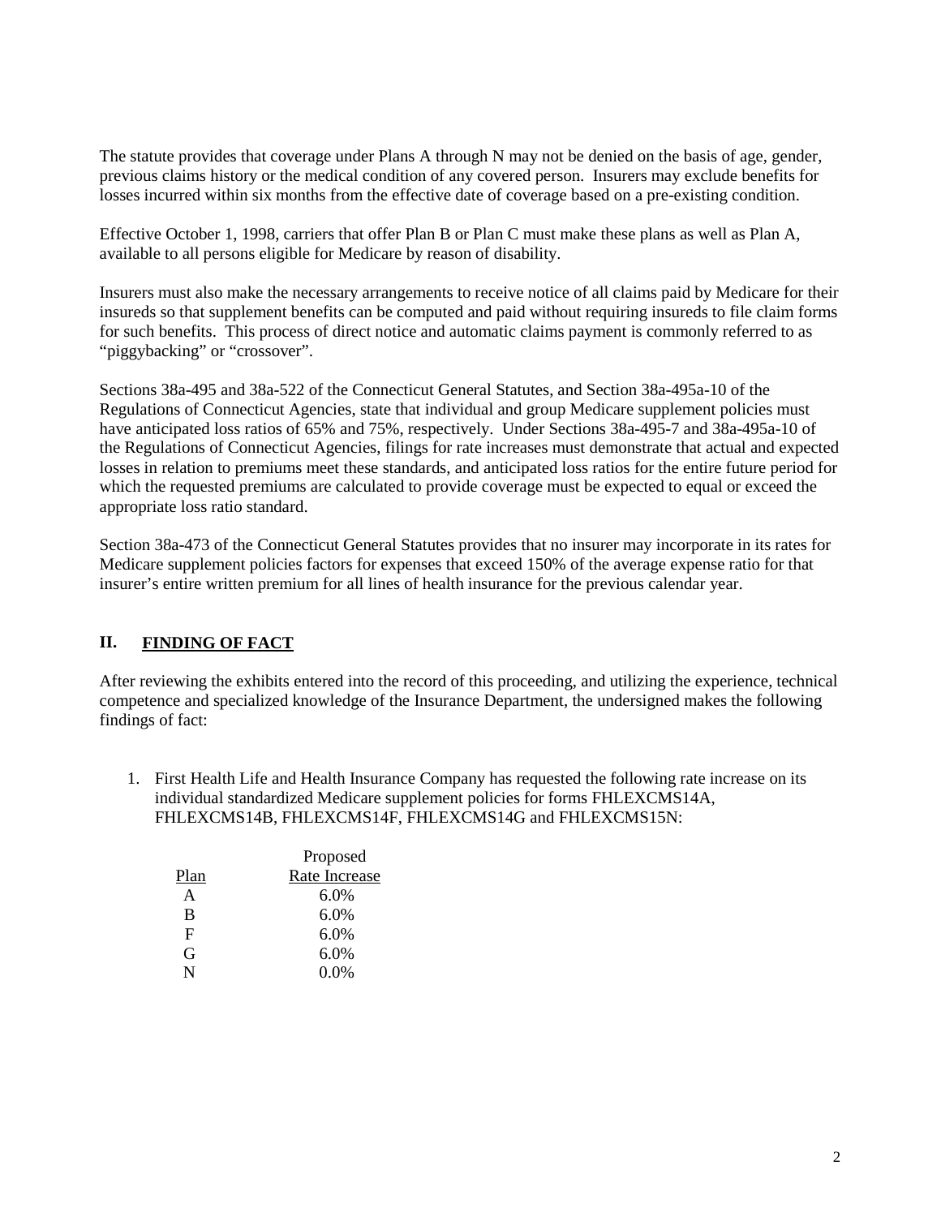The statute provides that coverage under Plans A through N may not be denied on the basis of age, gender, previous claims history or the medical condition of any covered person. Insurers may exclude benefits for losses incurred within six months from the effective date of coverage based on a pre-existing condition.

Effective October 1, 1998, carriers that offer Plan B or Plan C must make these plans as well as Plan A, available to all persons eligible for Medicare by reason of disability.

Insurers must also make the necessary arrangements to receive notice of all claims paid by Medicare for their insureds so that supplement benefits can be computed and paid without requiring insureds to file claim forms for such benefits. This process of direct notice and automatic claims payment is commonly referred to as "piggybacking" or "crossover".

Sections 38a-495 and 38a-522 of the Connecticut General Statutes, and Section 38a-495a-10 of the Regulations of Connecticut Agencies, state that individual and group Medicare supplement policies must have anticipated loss ratios of 65% and 75%, respectively. Under Sections 38a-495-7 and 38a-495a-10 of the Regulations of Connecticut Agencies, filings for rate increases must demonstrate that actual and expected losses in relation to premiums meet these standards, and anticipated loss ratios for the entire future period for which the requested premiums are calculated to provide coverage must be expected to equal or exceed the appropriate loss ratio standard.

Section 38a-473 of the Connecticut General Statutes provides that no insurer may incorporate in its rates for Medicare supplement policies factors for expenses that exceed 150% of the average expense ratio for that insurer's entire written premium for all lines of health insurance for the previous calendar year.

## II. FINDING OF FACT

After reviewing the exhibits entered into the record of this proceeding, and utilizing the experience, technical competence and specialized knowledge of the Insurance Department, the undersigned makes the following findings of fact:

1. First Health Life and Health Insurance Company has requested the following rate increase on its individual standardized Medicare supplement policies for forms FHLEXCMS14A, FHLEXCMS14B, FHLEXCMS14F, FHLEXCMS14G and FHLEXCMS15N:

| Plan | Proposed Rate Increase |
|---|---|
| A | 6.0% |
| B | 6.0% |
| F | 6.0% |
| G | 6.0% |
| N | 0.0% |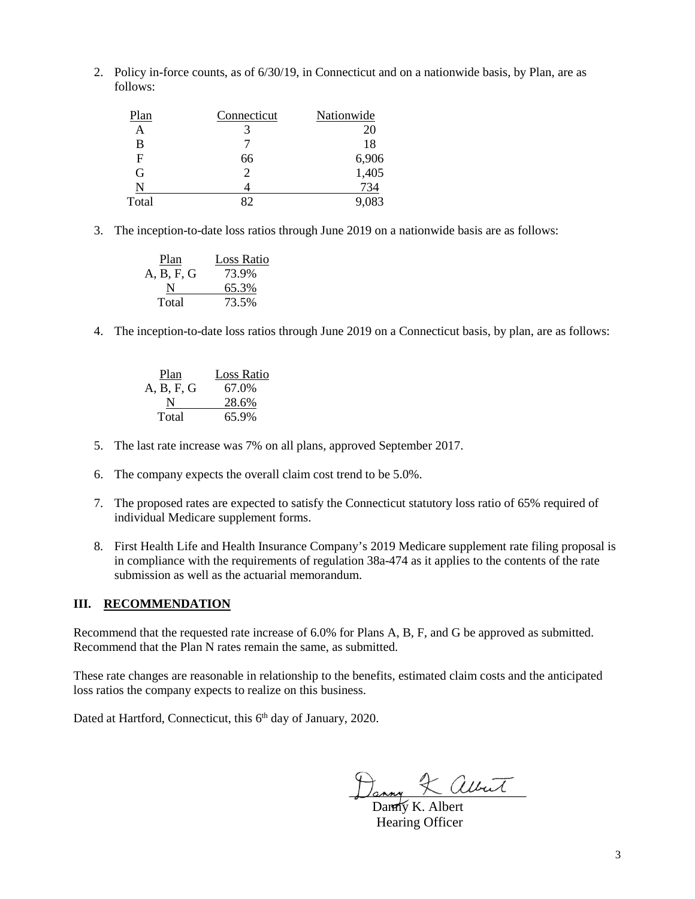2. Policy in-force counts, as of 6/30/19, in Connecticut and on a nationwide basis, by Plan, are as follows:

| Plan | Connecticut | Nationwide |
|---|---|---|
| A | 3 | 20 |
| B | 7 | 18 |
| F | 66 | 6,906 |
| G | 2 | 1,405 |
| N | 4 | 734 |
| Total | 82 | 9,083 |

3. The inception-to-date loss ratios through June 2019 on a nationwide basis are as follows:

| Plan | Loss Ratio |
|---|---|
| A, B, F, G | 73.9% |
| N | 65.3% |
| Total | 73.5% |

4. The inception-to-date loss ratios through June 2019 on a Connecticut basis, by plan, are as follows:

| Plan | Loss Ratio |
|---|---|
| A, B, F, G | 67.0% |
| N | 28.6% |
| Total | 65.9% |

5. The last rate increase was 7% on all plans, approved September 2017.

6. The company expects the overall claim cost trend to be 5.0%.

7. The proposed rates are expected to satisfy the Connecticut statutory loss ratio of 65% required of individual Medicare supplement forms.

8. First Health Life and Health Insurance Company's 2019 Medicare supplement rate filing proposal is in compliance with the requirements of regulation 38a-474 as it applies to the contents of the rate submission as well as the actuarial memorandum.

## III. RECOMMENDATION

Recommend that the requested rate increase of 6.0% for Plans A, B, F, and G be approved as submitted. Recommend that the Plan N rates remain the same, as submitted.

These rate changes are reasonable in relationship to the benefits, estimated claim costs and the anticipated loss ratios the company expects to realize on this business.

Dated at Hartford, Connecticut, this 6th day of January, 2020.

Danny K. Albert
Hearing Officer